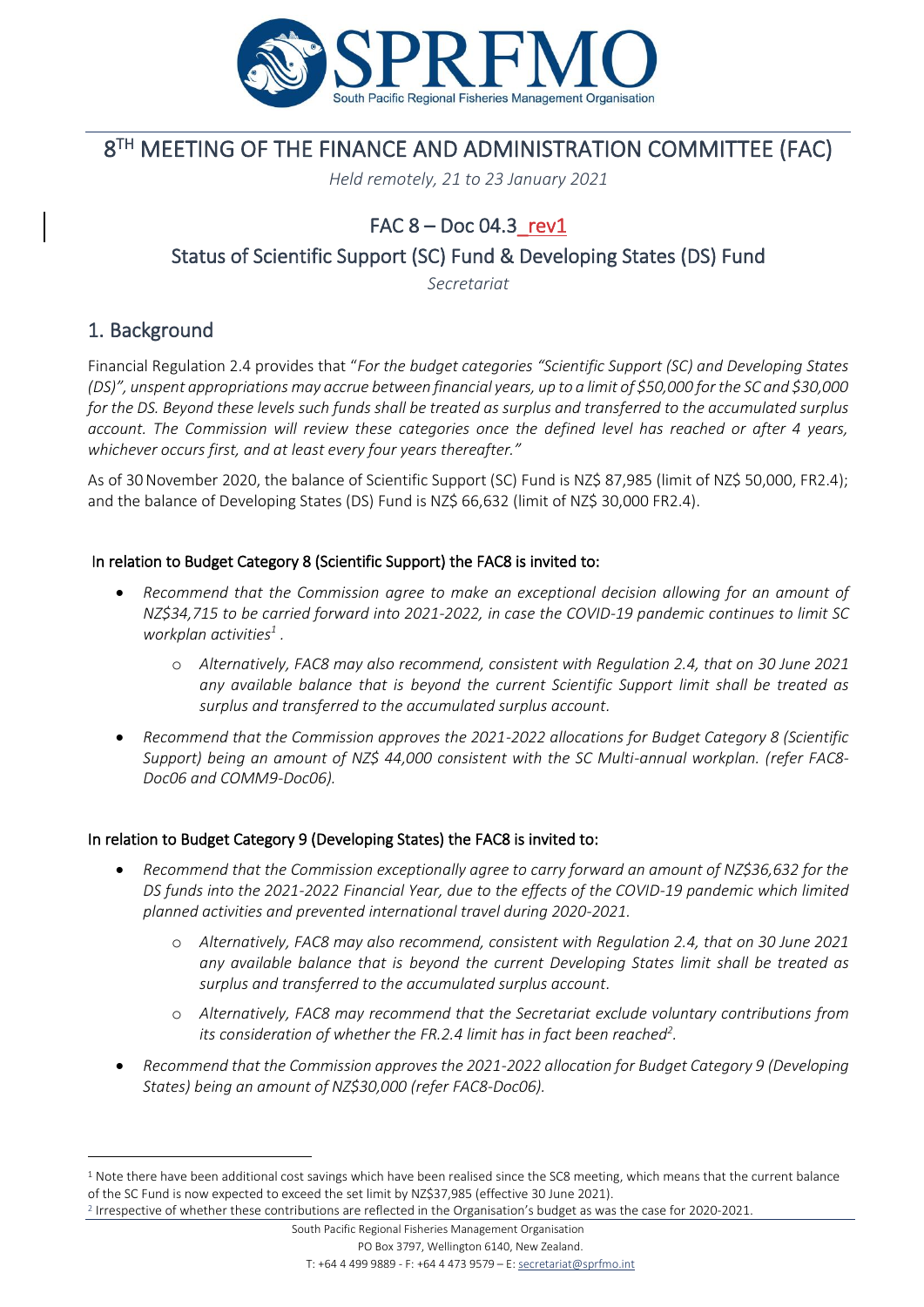# 8TH MEETING OF THE FINANCE AND ADMINISTRATION COMMITTEE (FAC)

*Held remotely, 21 to 23 January 2021*

## FAC 8 – Doc 04.3_rev1

## Status of Scientific Support (SC) Fund & Developing States (DS) Fund

*Secretariat*

## 1. Background

Financial Regulation 2.4 provides that "*For the budget categories "Scientific Support (SC) and Developing States (DS)", unspent appropriations may accrue between financial years, up to a limit of $50,000 for the SC and $30,000 for the DS. Beyond these levels such funds shall be treated as surplus and transferred to the accumulated surplus account. The Commission will review these categories once the defined level has reached or after 4 years, whichever occurs first, and at least every four years thereafter.*"

As of 30 November 2020, the balance of Scientific Support (SC) Fund is NZ$ 87,985 (limit of NZ$ 50,000, FR2.4); and the balance of Developing States (DS) Fund is NZ$ 66,632 (limit of NZ$ 30,000 FR2.4).

### In relation to Budget Category 8 (Scientific Support) the FAC8 is invited to:

- *Recommend that the Commission agree to make an exceptional decision allowing for an amount of NZ$34,715 to be carried forward into 2021-2022, in case the COVID-19 pandemic continues to limit SC workplan activities*[1] .
  - *Alternatively, FAC8 may also recommend, consistent with Regulation 2.4, that on 30 June 2021 any available balance that is beyond the current Scientific Support limit shall be treated as surplus and transferred to the accumulated surplus account.*
- *Recommend that the Commission approves the 2021-2022 allocations for Budget Category 8 (Scientific Support) being an amount of NZ$ 44,000 consistent with the SC Multi-annual workplan. (refer FAC8-Doc06 and COMM9-Doc06).*

### In relation to Budget Category 9 (Developing States) the FAC8 is invited to:

- *Recommend that the Commission exceptionally agree to carry forward an amount of NZ$36,632 for the DS funds into the 2021-2022 Financial Year, due to the effects of the COVID-19 pandemic which limited planned activities and prevented international travel during 2020-2021.*
  - *Alternatively, FAC8 may also recommend, consistent with Regulation 2.4, that on 30 June 2021 any available balance that is beyond the current Developing States limit shall be treated as surplus and transferred to the accumulated surplus account.*
  - *Alternatively, FAC8 may recommend that the Secretariat exclude voluntary contributions from its consideration of whether the FR.2.4 limit has in fact been reached*[2]*.*
- *Recommend that the Commission approves the 2021-2022 allocation for Budget Category 9 (Developing States) being an amount of NZ$30,000 (refer FAC8-Doc06).*

---

[1] Note there have been additional cost savings which have been realised since the SC8 meeting, which means that the current balance of the SC Fund is now expected to exceed the set limit by NZ$37,985 (effective 30 June 2021).

[2] Irrespective of whether these contributions are reflected in the Organisation's budget as was the case for 2020-2021.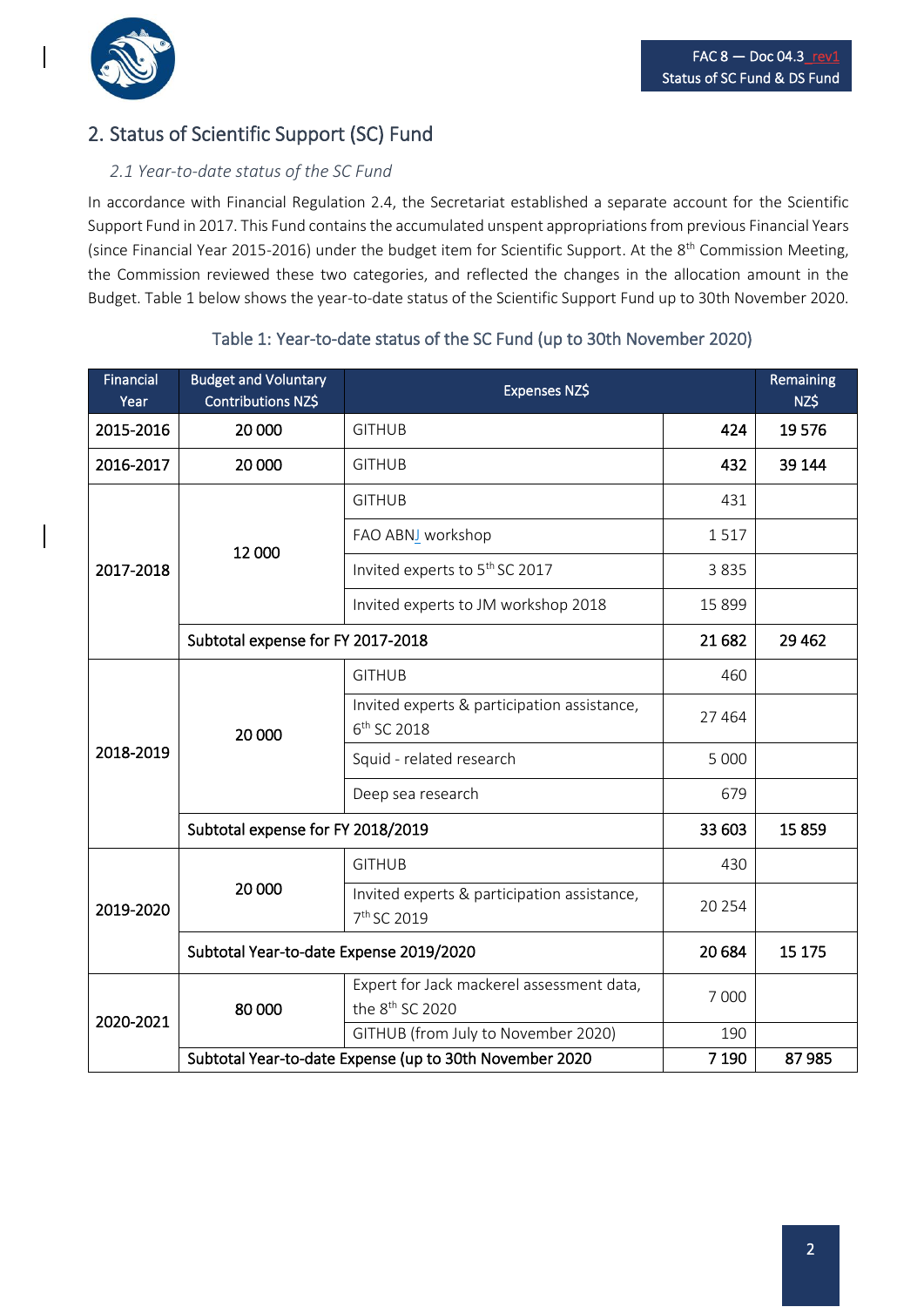## 2. Status of Scientific Support (SC) Fund

### *2.1 Year-to-date status of the SC Fund*

In accordance with Financial Regulation 2.4, the Secretariat established a separate account for the Scientific Support Fund in 2017. This Fund contains the accumulated unspent appropriations from previous Financial Years (since Financial Year 2015-2016) under the budget item for Scientific Support. At the 8th Commission Meeting, the Commission reviewed these two categories, and reflected the changes in the allocation amount in the Budget. Table 1 below shows the year-to-date status of the Scientific Support Fund up to 30th November 2020.

Table 1: Year-to-date status of the SC Fund (up to 30th November 2020)

| Financial Year | Budget and Voluntary Contributions NZ$ | Expenses NZ$ | | Remaining NZ$ |
|---|---|---|---|---|
| **2015-2016** | **20 000** | GITHUB | **424** | **19 576** |
| **2016-2017** | **20 000** | GITHUB | **432** | **39 144** |
| **2017-2018** | 12 000 | GITHUB | 431 | |
| | | FAO ABNJ workshop | 1 517 | |
| | | Invited experts to 5th SC 2017 | 3 835 | |
| | | Invited experts to JM workshop 2018 | 15 899 | |
| | Subtotal expense for FY 2017-2018 | | **21 682** | **29 462** |
| **2018-2019** | 20 000 | GITHUB | 460 | |
| | | Invited experts & participation assistance, 6th SC 2018 | 27 464 | |
| | | Squid - related research | 5 000 | |
| | | Deep sea research | 679 | |
| | Subtotal expense for FY 2018/2019 | | **33 603** | **15 859** |
| **2019-2020** | 20 000 | GITHUB | 430 | |
| | | Invited experts & participation assistance, 7th SC 2019 | 20 254 | |
| | Subtotal Year-to-date Expense 2019/2020 | | **20 684** | **15 175** |
| **2020-2021** | 80 000 | Expert for Jack mackerel assessment data, the 8th SC 2020 | 7 000 | |
| | | GITHUB (from July to November 2020) | 190 | |
| | Subtotal Year-to-date Expense (up to 30th November 2020 | | **7 190** | **87 985** |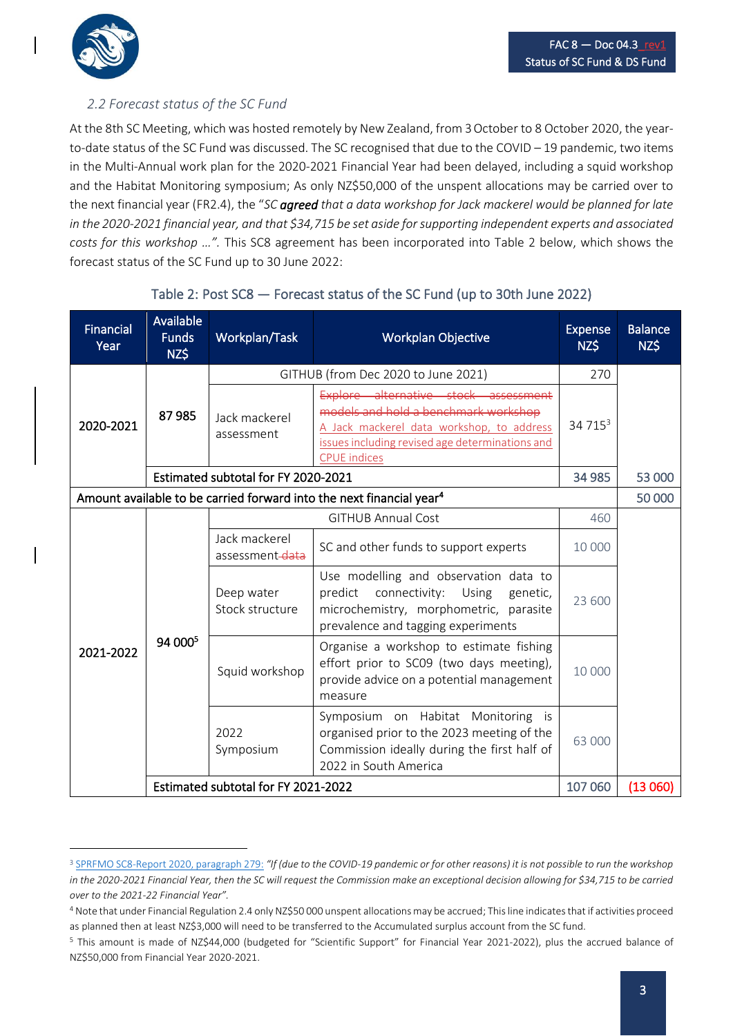### 2.2 Forecast status of the SC Fund

At the 8th SC Meeting, which was hosted remotely by New Zealand, from 3 October to 8 October 2020, the year-to-date status of the SC Fund was discussed. The SC recognised that due to the COVID – 19 pandemic, two items in the Multi-Annual work plan for the 2020-2021 Financial Year had been delayed, including a squid workshop and the Habitat Monitoring symposium; As only NZ$50,000 of the unspent allocations may be carried over to the next financial year (FR2.4), the "*SC **agreed** that a data workshop for Jack mackerel would be planned for late in the 2020-2021 financial year, and that $34,715 be set aside for supporting independent experts and associated costs for this workshop …"*. This SC8 agreement has been incorporated into Table 2 below, which shows the forecast status of the SC Fund up to 30 June 2022:

Table 2: Post SC8 — Forecast status of the SC Fund (up to 30th June 2022)

| Financial Year | Available Funds NZ$ | Workplan/Task | Workplan Objective | Expense NZ$ | Balance NZ$ |
|---|---|---|---|---|---|
| 2020-2021 | 87 985 | GITHUB (from Dec 2020 to June 2021) | | 270 | |
| | | Jack mackerel assessment | ~~Explore alternative stock assessment models and hold a benchmark workshop~~ A Jack mackerel data workshop, to address issues including revised age determinations and CPUE indices | 34 715[3] | |
| | Estimated subtotal for FY 2020-2021 | | | 34 985 | 53 000 |
| Amount available to be carried forward into the next financial year[4] | | | | | 50 000 |
| 2021-2022 | 94 000[5] | GITHUB Annual Cost | | 460 | |
| | | Jack mackerel assessment ~~data~~ | SC and other funds to support experts | 10 000 | |
| | | Deep water Stock structure | Use modelling and observation data to predict connectivity: Using genetic, microchemistry, morphometric, parasite prevalence and tagging experiments | 23 600 | |
| | | Squid workshop | Organise a workshop to estimate fishing effort prior to SC09 (two days meeting), provide advice on a potential management measure | 10 000 | |
| | | 2022 Symposium | Symposium on Habitat Monitoring is organised prior to the 2023 meeting of the Commission ideally during the first half of 2022 in South America | 63 000 | |
| | Estimated subtotal for FY 2021-2022 | | | 107 060 | (13 060) |

[3] SPRFMO SC8-Report 2020, paragraph 279: *"If (due to the COVID-19 pandemic or for other reasons) it is not possible to run the workshop in the 2020-2021 Financial Year, then the SC will request the Commission make an exceptional decision allowing for $34,715 to be carried over to the 2021-22 Financial Year"*.

[4] Note that under Financial Regulation 2.4 only NZ$50 000 unspent allocations may be accrued; This line indicates that if activities proceed as planned then at least NZ$3,000 will need to be transferred to the Accumulated surplus account from the SC fund.

[5] This amount is made of NZ$44,000 (budgeted for "Scientific Support" for Financial Year 2021-2022), plus the accrued balance of NZ$50,000 from Financial Year 2020-2021.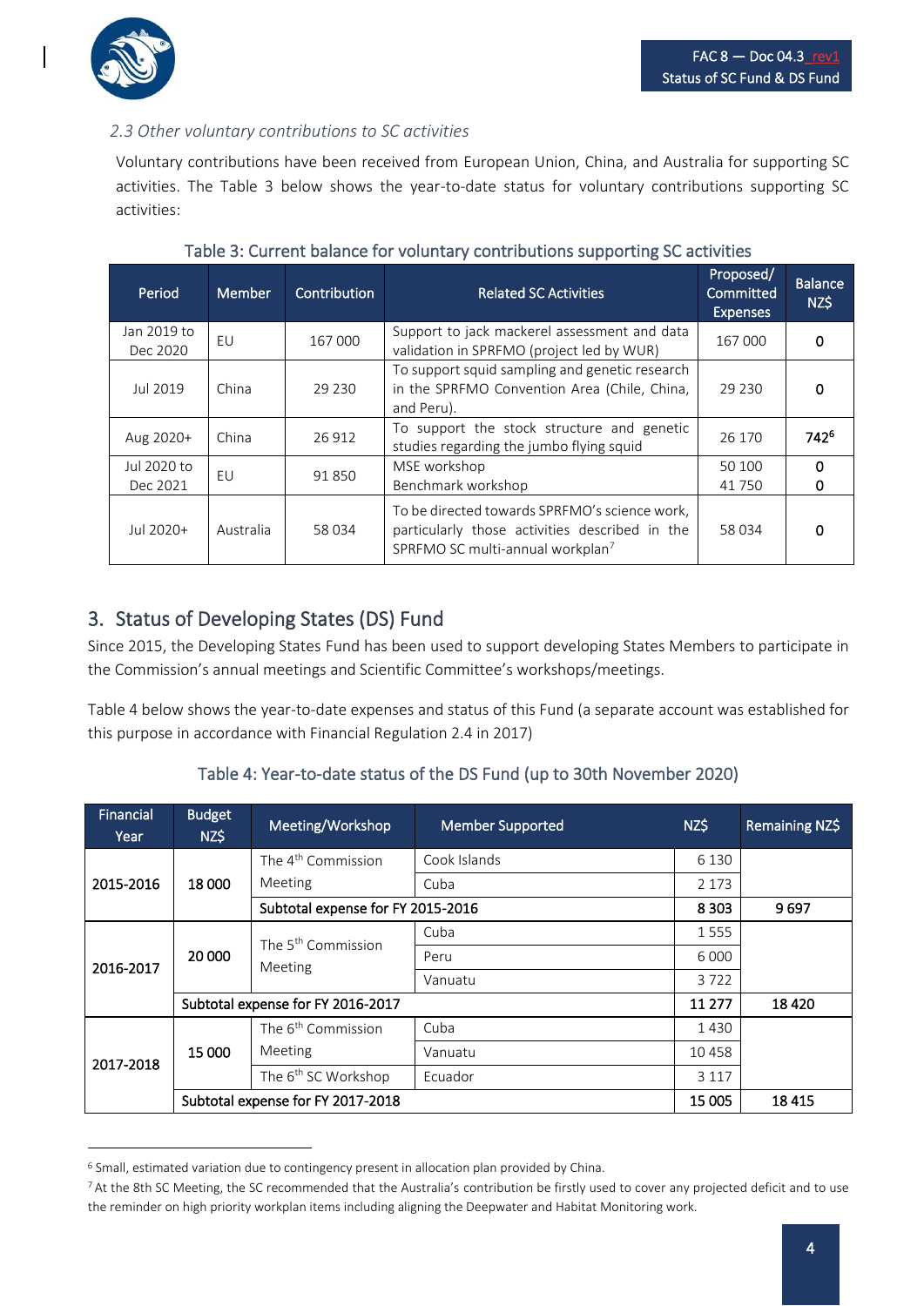*2.3 Other voluntary contributions to SC activities*

Voluntary contributions have been received from European Union, China, and Australia for supporting SC activities. The Table 3 below shows the year-to-date status for voluntary contributions supporting SC activities:

Table 3: Current balance for voluntary contributions supporting SC activities

| Period | Member | Contribution | Related SC Activities | Proposed/ Committed Expenses | Balance NZ$ |
|---|---|---|---|---|---|
| Jan 2019 to Dec 2020 | EU | 167 000 | Support to jack mackerel assessment and data validation in SPRFMO (project led by WUR) | 167 000 | 0 |
| Jul 2019 | China | 29 230 | To support squid sampling and genetic research in the SPRFMO Convention Area (Chile, China, and Peru). | 29 230 | 0 |
| Aug 2020+ | China | 26 912 | To support the stock structure and genetic studies regarding the jumbo flying squid | 26 170 | 742[6] |
| Jul 2020 to Dec 2021 | EU | 91 850 | MSE workshop<br>Benchmark workshop | 50 100<br>41 750 | 0<br>0 |
| Jul 2020+ | Australia | 58 034 | To be directed towards SPRFMO's science work, particularly those activities described in the SPRFMO SC multi-annual workplan[7] | 58 034 | 0 |

## 3. Status of Developing States (DS) Fund

Since 2015, the Developing States Fund has been used to support developing States Members to participate in the Commission's annual meetings and Scientific Committee's workshops/meetings.

Table 4 below shows the year-to-date expenses and status of this Fund (a separate account was established for this purpose in accordance with Financial Regulation 2.4 in 2017)

Table 4: Year-to-date status of the DS Fund (up to 30th November 2020)

| Financial Year | Budget NZ$ | Meeting/Workshop | Member Supported | NZ$ | Remaining NZ$ |
|---|---|---|---|---|---|
| 2015-2016 | 18 000 | The 4th Commission Meeting | Cook Islands | 6 130 | |
| | | | Cuba | 2 173 | |
| | | Subtotal expense for FY 2015-2016 | | 8 303 | 9 697 |
| 2016-2017 | 20 000 | The 5th Commission Meeting | Cuba | 1 555 | |
| | | | Peru | 6 000 | |
| | | | Vanuatu | 3 722 | |
| | Subtotal expense for FY 2016-2017 | | | 11 277 | 18 420 |
| 2017-2018 | 15 000 | The 6th Commission Meeting | Cuba | 1 430 | |
| | | | Vanuatu | 10 458 | |
| | | The 6th SC Workshop | Ecuador | 3 117 | |
| | Subtotal expense for FY 2017-2018 | | | 15 005 | 18 415 |

[6] Small, estimated variation due to contingency present in allocation plan provided by China.

[7] At the 8th SC Meeting, the SC recommended that the Australia's contribution be firstly used to cover any projected deficit and to use the reminder on high priority workplan items including aligning the Deepwater and Habitat Monitoring work.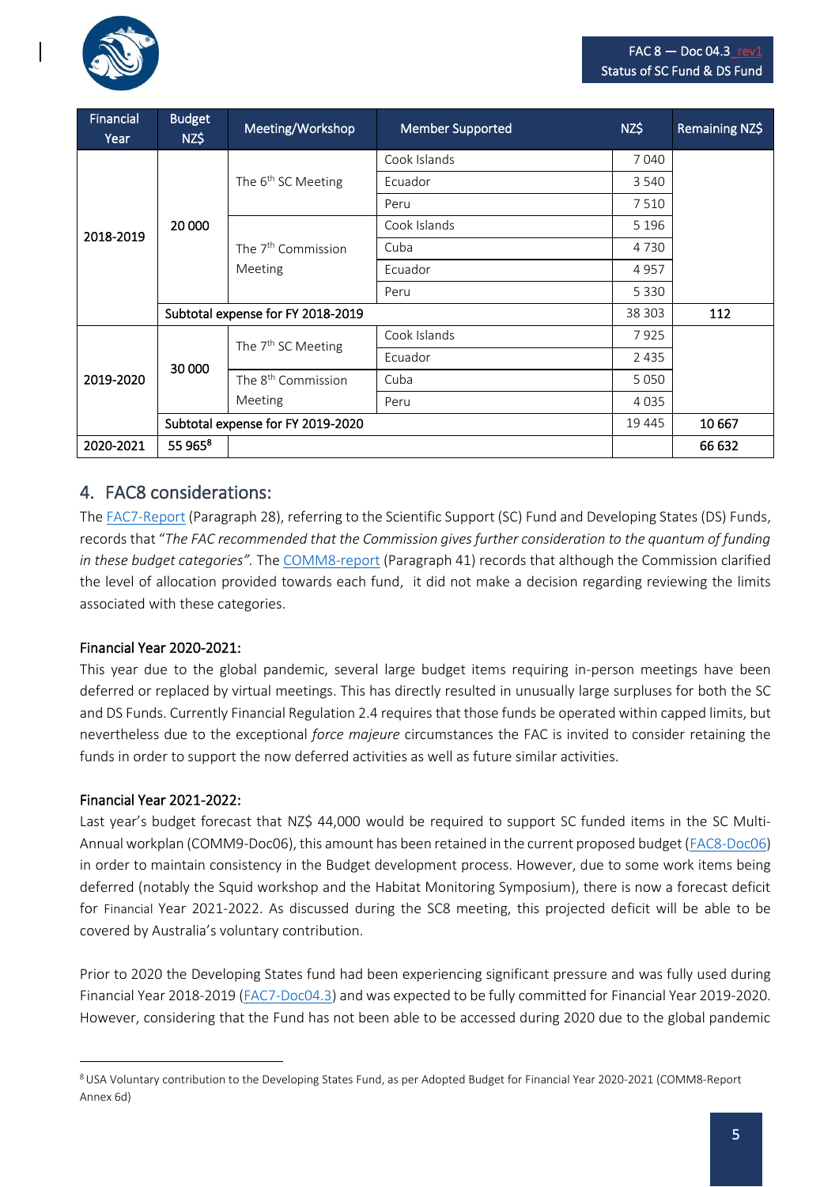| Financial Year | Budget NZ$ | Meeting/Workshop | Member Supported | NZ$ | Remaining NZ$ |
|---|---|---|---|---|---|
| 2018-2019 | 20 000 | The 6th SC Meeting | Cook Islands | 7 040 | |
| | | | Ecuador | 3 540 | |
| | | | Peru | 7 510 | |
| | | The 7th Commission Meeting | Cook Islands | 5 196 | |
| | | | Cuba | 4 730 | |
| | | | Ecuador | 4 957 | |
| | | | Peru | 5 330 | |
| | Subtotal expense for FY 2018-2019 | | | 38 303 | 112 |
| 2019-2020 | 30 000 | The 7th SC Meeting | Cook Islands | 7 925 | |
| | | | Ecuador | 2 435 | |
| | | The 8th Commission Meeting | Cuba | 5 050 | |
| | | | Peru | 4 035 | |
| | Subtotal expense for FY 2019-2020 | | | 19 445 | 10 667 |
| 2020-2021 | 55 965[8] | | | | 66 632 |

## 4. FAC8 considerations:

The FAC7-Report (Paragraph 28), referring to the Scientific Support (SC) Fund and Developing States (DS) Funds, records that "*The FAC recommended that the Commission gives further consideration to the quantum of funding in these budget categories"*. The COMM8-report (Paragraph 41) records that although the Commission clarified the level of allocation provided towards each fund, it did not make a decision regarding reviewing the limits associated with these categories.

### Financial Year 2020-2021:

This year due to the global pandemic, several large budget items requiring in-person meetings have been deferred or replaced by virtual meetings. This has directly resulted in unusually large surpluses for both the SC and DS Funds. Currently Financial Regulation 2.4 requires that those funds be operated within capped limits, but nevertheless due to the exceptional *force majeure* circumstances the FAC is invited to consider retaining the funds in order to support the now deferred activities as well as future similar activities.

### Financial Year 2021-2022:

Last year's budget forecast that NZ$ 44,000 would be required to support SC funded items in the SC Multi-Annual workplan (COMM9-Doc06), this amount has been retained in the current proposed budget (FAC8-Doc06) in order to maintain consistency in the Budget development process. However, due to some work items being deferred (notably the Squid workshop and the Habitat Monitoring Symposium), there is now a forecast deficit for Financial Year 2021-2022. As discussed during the SC8 meeting, this projected deficit will be able to be covered by Australia's voluntary contribution.

Prior to 2020 the Developing States fund had been experiencing significant pressure and was fully used during Financial Year 2018-2019 (FAC7-Doc04.3) and was expected to be fully committed for Financial Year 2019-2020. However, considering that the Fund has not been able to be accessed during 2020 due to the global pandemic

[8] USA Voluntary contribution to the Developing States Fund, as per Adopted Budget for Financial Year 2020-2021 (COMM8-Report Annex 6d)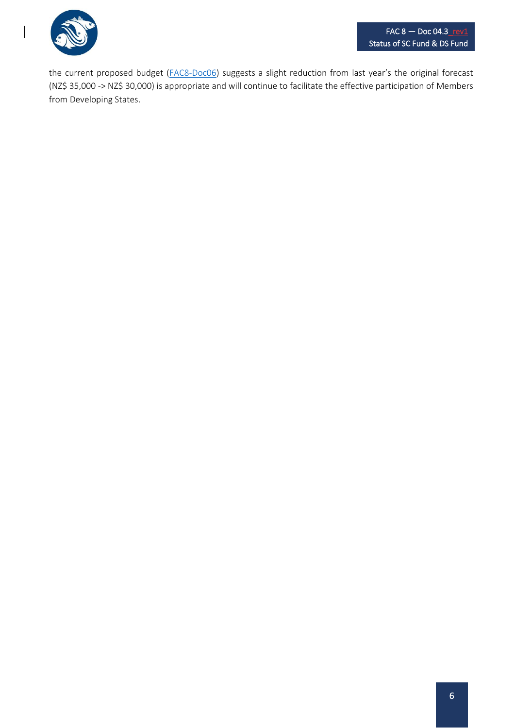the current proposed budget ([FAC8-Doc06]) suggests a slight reduction from last year's the original forecast (NZ$ 35,000 -> NZ$ 30,000) is appropriate and will continue to facilitate the effective participation of Members from Developing States.